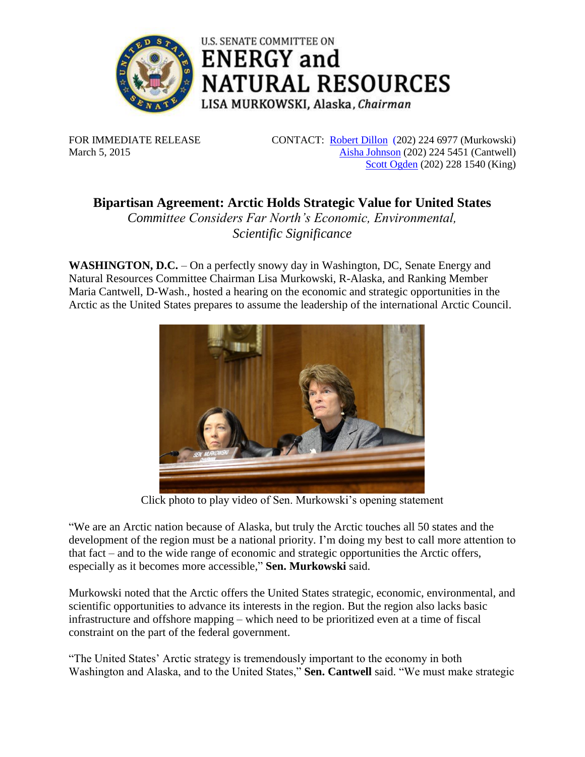U.S. SENATE COMMITTEE ON
# ENERGY and NATURAL RESOURCES
LISA MURKOWSKI, Alaska, *Chairman*

FOR IMMEDIATE RELEASE
March 5, 2015

CONTACT: Robert Dillon (202) 224 6977 (Murkowski)
Aisha Johnson (202) 224 5451 (Cantwell)
Scott Ogden (202) 228 1540 (King)

## Bipartisan Agreement: Arctic Holds Strategic Value for United States

*Committee Considers Far North's Economic, Environmental, Scientific Significance*

**WASHINGTON, D.C.** – On a perfectly snowy day in Washington, DC, Senate Energy and Natural Resources Committee Chairman Lisa Murkowski, R-Alaska, and Ranking Member Maria Cantwell, D-Wash., hosted a hearing on the economic and strategic opportunities in the Arctic as the United States prepares to assume the leadership of the international Arctic Council.

Click photo to play video of Sen. Murkowski's opening statement

"We are an Arctic nation because of Alaska, but truly the Arctic touches all 50 states and the development of the region must be a national priority. I'm doing my best to call more attention to that fact – and to the wide range of economic and strategic opportunities the Arctic offers, especially as it becomes more accessible," **Sen. Murkowski** said.

Murkowski noted that the Arctic offers the United States strategic, economic, environmental, and scientific opportunities to advance its interests in the region. But the region also lacks basic infrastructure and offshore mapping – which need to be prioritized even at a time of fiscal constraint on the part of the federal government.

"The United States' Arctic strategy is tremendously important to the economy in both Washington and Alaska, and to the United States," **Sen. Cantwell** said. "We must make strategic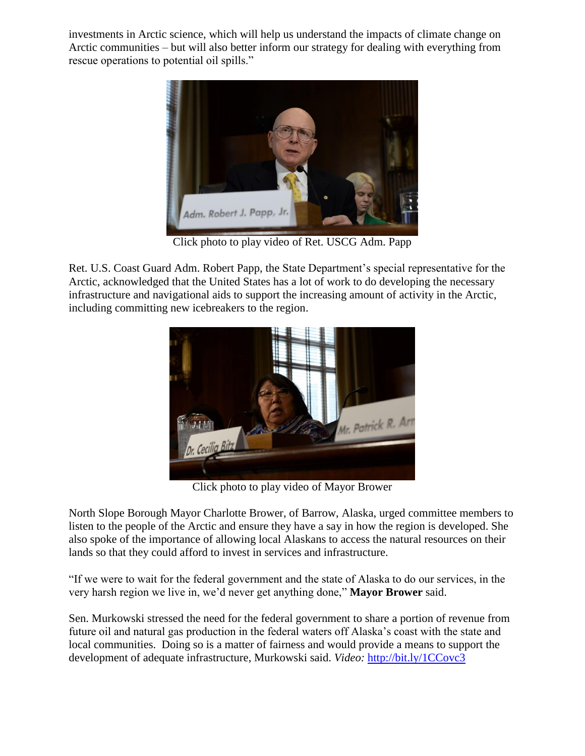investments in Arctic science, which will help us understand the impacts of climate change on Arctic communities – but will also better inform our strategy for dealing with everything from rescue operations to potential oil spills."

Click photo to play video of Ret. USCG Adm. Papp

Ret. U.S. Coast Guard Adm. Robert Papp, the State Department's special representative for the Arctic, acknowledged that the United States has a lot of work to do developing the necessary infrastructure and navigational aids to support the increasing amount of activity in the Arctic, including committing new icebreakers to the region.

Click photo to play video of Mayor Brower

North Slope Borough Mayor Charlotte Brower, of Barrow, Alaska, urged committee members to listen to the people of the Arctic and ensure they have a say in how the region is developed. She also spoke of the importance of allowing local Alaskans to access the natural resources on their lands so that they could afford to invest in services and infrastructure.

"If we were to wait for the federal government and the state of Alaska to do our services, in the very harsh region we live in, we'd never get anything done," **Mayor Brower** said.

Sen. Murkowski stressed the need for the federal government to share a portion of revenue from future oil and natural gas production in the federal waters off Alaska's coast with the state and local communities. Doing so is a matter of fairness and would provide a means to support the development of adequate infrastructure, Murkowski said. *Video:* http://bit.ly/1CCovc3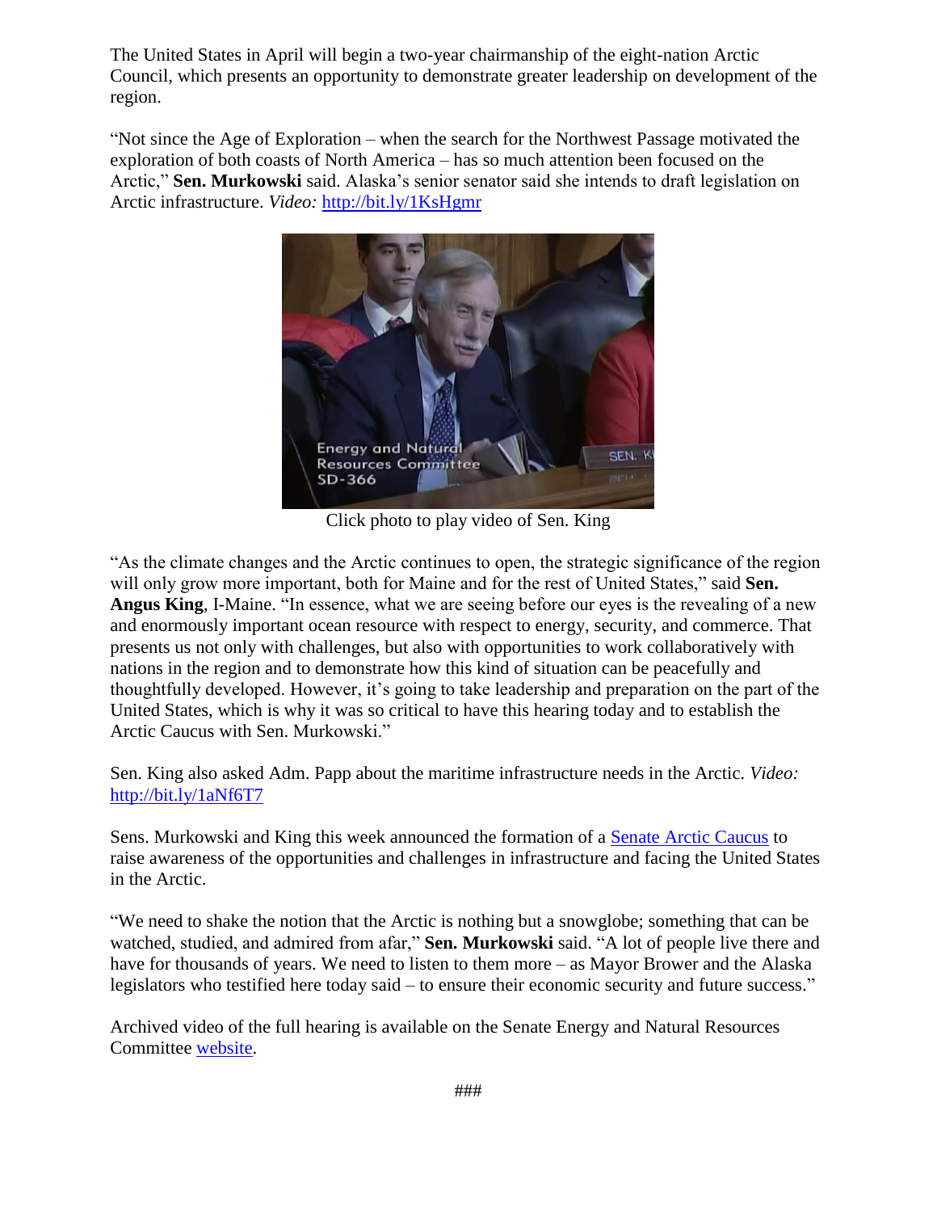The United States in April will begin a two-year chairmanship of the eight-nation Arctic Council, which presents an opportunity to demonstrate greater leadership on development of the region.

"Not since the Age of Exploration – when the search for the Northwest Passage motivated the exploration of both coasts of North America – has so much attention been focused on the Arctic," **Sen. Murkowski** said. Alaska's senior senator said she intends to draft legislation on Arctic infrastructure. *Video:* [http://bit.ly/1KsHgmr](http://bit.ly/1KsHgmr)

Click photo to play video of Sen. King

"As the climate changes and the Arctic continues to open, the strategic significance of the region will only grow more important, both for Maine and for the rest of United States," said **Sen. Angus King**, I-Maine. "In essence, what we are seeing before our eyes is the revealing of a new and enormously important ocean resource with respect to energy, security, and commerce. That presents us not only with challenges, but also with opportunities to work collaboratively with nations in the region and to demonstrate how this kind of situation can be peacefully and thoughtfully developed. However, it's going to take leadership and preparation on the part of the United States, which is why it was so critical to have this hearing today and to establish the Arctic Caucus with Sen. Murkowski."

Sen. King also asked Adm. Papp about the maritime infrastructure needs in the Arctic. *Video:* [http://bit.ly/1aNf6T7](http://bit.ly/1aNf6T7)

Sens. Murkowski and King this week announced the formation of a [Senate Arctic Caucus](#) to raise awareness of the opportunities and challenges in infrastructure and facing the United States in the Arctic.

"We need to shake the notion that the Arctic is nothing but a snowglobe; something that can be watched, studied, and admired from afar," **Sen. Murkowski** said. "A lot of people live there and have for thousands of years. We need to listen to them more – as Mayor Brower and the Alaska legislators who testified here today said – to ensure their economic security and future success."

Archived video of the full hearing is available on the Senate Energy and Natural Resources Committee [website](#).

###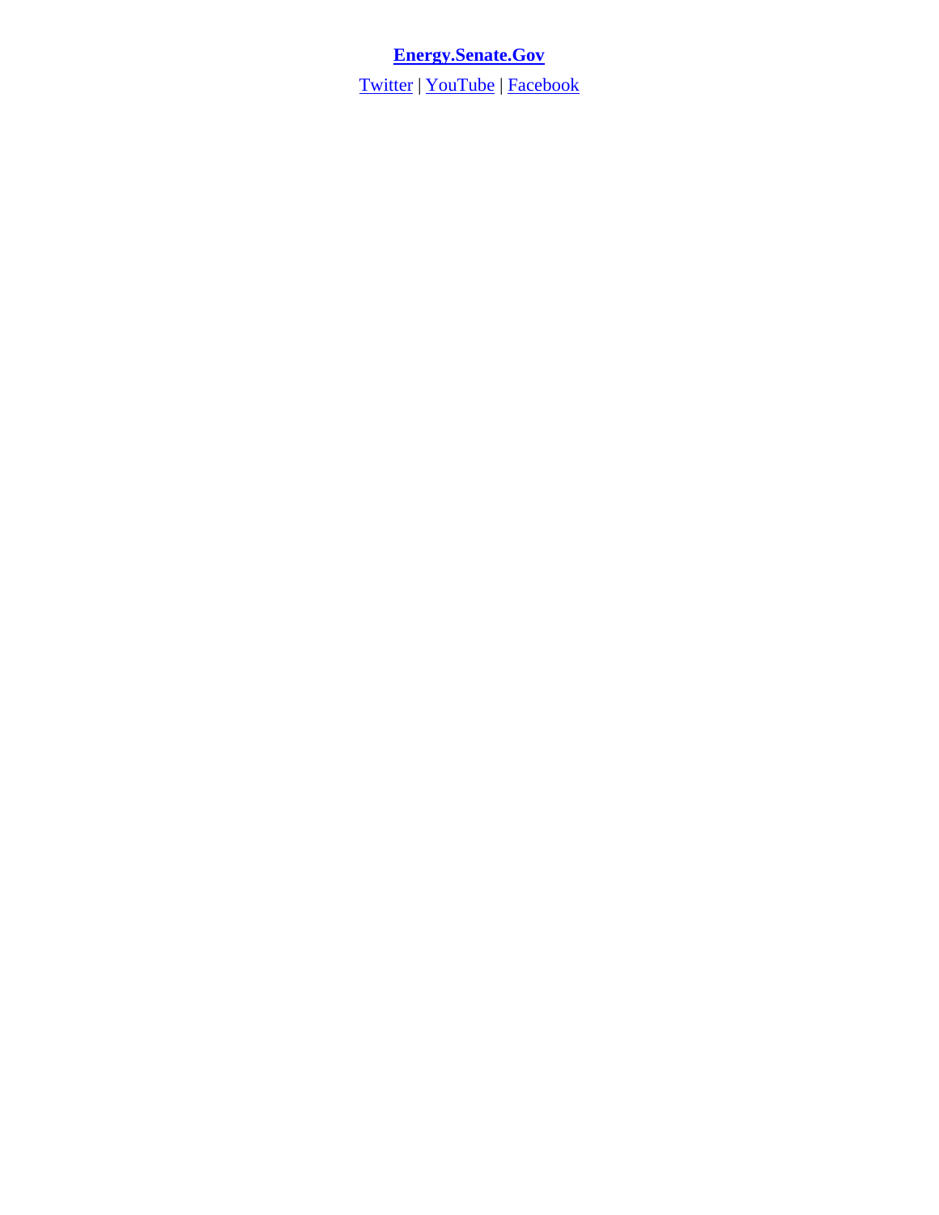**Energy.Senate.Gov**

Twitter | YouTube | Facebook